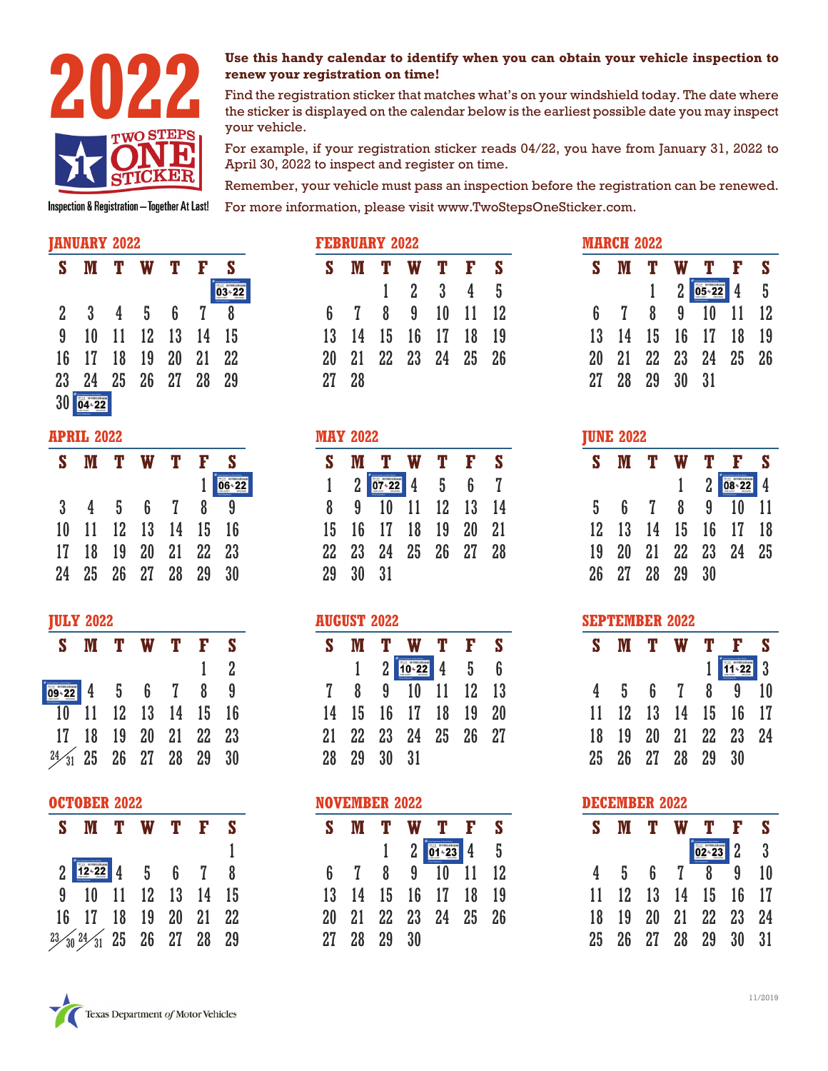# 2022

**TWO STEPS ONE STICKER**

Inspection & Registration – Together At Last!

**Use this handy calendar to identify when you can obtain your vehicle inspection to renew your registration on time!**

Find the registration sticker that matches what's on your windshield today. The date where the sticker is displayed on the calendar below is the earliest possible date you may inspect your vehicle.

For example, if your registration sticker reads 04/22, you have from January 31, 2022 to April 30, 2022 to inspect and register on time.

Remember, your vehicle must pass an inspection before the registration can be renewed.

For more information, please visit www.TwoStepsOneSticker.com.

## JANUARY 2022

| S | M | T | W | T | F | S |
|---|---|---|---|---|---|---|
| | | | | | | [03-22] |
| 2 | 3 | 4 | 5 | 6 | 7 | 8 |
| 9 | 10 | 11 | 12 | 13 | 14 | 15 |
| 16 | 17 | 18 | 19 | 20 | 21 | 22 |
| 23 | 24 | 25 | 26 | 27 | 28 | 29 |
| 30 | [04-22] | | | | | |

## FEBRUARY 2022

| S | M | T | W | T | F | S |
|---|---|---|---|---|---|---|
| | | 1 | 2 | 3 | 4 | 5 |
| 6 | 7 | 8 | 9 | 10 | 11 | 12 |
| 13 | 14 | 15 | 16 | 17 | 18 | 19 |
| 20 | 21 | 22 | 23 | 24 | 25 | 26 |
| 27 | 28 | | | | | |

## MARCH 2022

| S | M | T | W | T | F | S |
|---|---|---|---|---|---|---|
| | | 1 | 2 | [05-22] | 4 | 5 |
| 6 | 7 | 8 | 9 | 10 | 11 | 12 |
| 13 | 14 | 15 | 16 | 17 | 18 | 19 |
| 20 | 21 | 22 | 23 | 24 | 25 | 26 |
| 27 | 28 | 29 | 30 | 31 | | |

## APRIL 2022

| S | M | T | W | T | F | S |
|---|---|---|---|---|---|---|
| | | | | | 1 | [06-22] |
| 3 | 4 | 5 | 6 | 7 | 8 | 9 |
| 10 | 11 | 12 | 13 | 14 | 15 | 16 |
| 17 | 18 | 19 | 20 | 21 | 22 | 23 |
| 24 | 25 | 26 | 27 | 28 | 29 | 30 |

## MAY 2022

| S | M | T | W | T | F | S |
|---|---|---|---|---|---|---|
| 1 | 2 | [07-22] | 4 | 5 | 6 | 7 |
| 8 | 9 | 10 | 11 | 12 | 13 | 14 |
| 15 | 16 | 17 | 18 | 19 | 20 | 21 |
| 22 | 23 | 24 | 25 | 26 | 27 | 28 |
| 29 | 30 | 31 | | | | |

## JUNE 2022

| S | M | T | W | T | F | S |
|---|---|---|---|---|---|---|
| | | | 1 | 2 | [08-22] | 4 |
| 5 | 6 | 7 | 8 | 9 | 10 | 11 |
| 12 | 13 | 14 | 15 | 16 | 17 | 18 |
| 19 | 20 | 21 | 22 | 23 | 24 | 25 |
| 26 | 27 | 28 | 29 | 30 | | |

## JULY 2022

| S | M | T | W | T | F | S |
|---|---|---|---|---|---|---|
| | | | | | 1 | 2 |
| [09-22] | 4 | 5 | 6 | 7 | 8 | 9 |
| 10 | 11 | 12 | 13 | 14 | 15 | 16 |
| 17 | 18 | 19 | 20 | 21 | 22 | 23 |
| 24/31 | 25 | 26 | 27 | 28 | 29 | 30 |

## AUGUST 2022

| S | M | T | W | T | F | S |
|---|---|---|---|---|---|---|
| | 1 | 2 | [10-22] | 4 | 5 | 6 |
| 7 | 8 | 9 | 10 | 11 | 12 | 13 |
| 14 | 15 | 16 | 17 | 18 | 19 | 20 |
| 21 | 22 | 23 | 24 | 25 | 26 | 27 |
| 28 | 29 | 30 | 31 | | | |

## SEPTEMBER 2022

| S | M | T | W | T | F | S |
|---|---|---|---|---|---|---|
| | | | | 1 | [11-22] | 3 |
| 4 | 5 | 6 | 7 | 8 | 9 | 10 |
| 11 | 12 | 13 | 14 | 15 | 16 | 17 |
| 18 | 19 | 20 | 21 | 22 | 23 | 24 |
| 25 | 26 | 27 | 28 | 29 | 30 | |

## OCTOBER 2022

| S | M | T | W | T | F | S |
|---|---|---|---|---|---|---|
| | | | | | | 1 |
| 2 | [12-22] | 4 | 5 | 6 | 7 | 8 |
| 9 | 10 | 11 | 12 | 13 | 14 | 15 |
| 16 | 17 | 18 | 19 | 20 | 21 | 22 |
| 23/30 | 24/31 | 25 | 26 | 27 | 28 | 29 |

## NOVEMBER 2022

| S | M | T | W | T | F | S |
|---|---|---|---|---|---|---|
| | | 1 | 2 | [01-23] | 4 | 5 |
| 6 | 7 | 8 | 9 | 10 | 11 | 12 |
| 13 | 14 | 15 | 16 | 17 | 18 | 19 |
| 20 | 21 | 22 | 23 | 24 | 25 | 26 |
| 27 | 28 | 29 | 30 | | | |

## DECEMBER 2022

| S | M | T | W | T | F | S |
|---|---|---|---|---|---|---|
| | | | | [02-23] | 2 | 3 |
| 4 | 5 | 6 | 7 | 8 | 9 | 10 |
| 11 | 12 | 13 | 14 | 15 | 16 | 17 |
| 18 | 19 | 20 | 21 | 22 | 23 | 24 |
| 25 | 26 | 27 | 28 | 29 | 30 | 31 |

Texas Department *of* Motor Vehicles

11/2019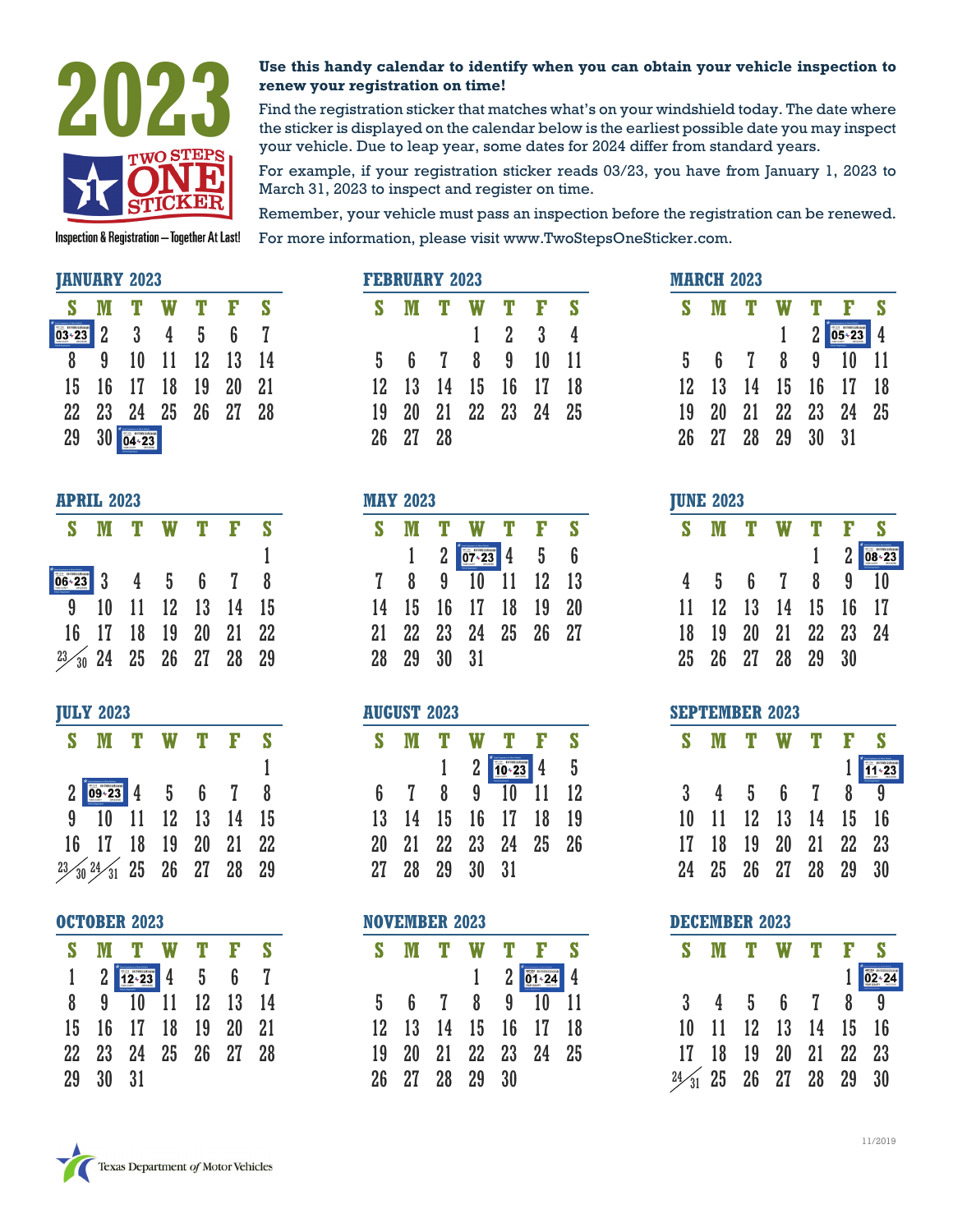# 2023

TWO STEPS ONE STICKER

Inspection & Registration—Together At Last!

**Use this handy calendar to identify when you can obtain your vehicle inspection to renew your registration on time!**

Find the registration sticker that matches what's on your windshield today. The date where the sticker is displayed on the calendar below is the earliest possible date you may inspect your vehicle. Due to leap year, some dates for 2024 differ from standard years.

For example, if your registration sticker reads 03/23, you have from January 1, 2023 to March 31, 2023 to inspect and register on time.

Remember, your vehicle must pass an inspection before the registration can be renewed.

For more information, please visit www.TwoStepsOneSticker.com.

## JANUARY 2023

| S | M | T | W | T | F | S |
|---|---|---|---|---|---|---|
| **03-23** | 2 | 3 | 4 | 5 | 6 | 7 |
| 8 | 9 | 10 | 11 | 12 | 13 | 14 |
| 15 | 16 | 17 | 18 | 19 | 20 | 21 |
| 22 | 23 | 24 | 25 | 26 | 27 | 28 |
| 29 | 30 | **04-23** | | | | |

## FEBRUARY 2023

| S | M | T | W | T | F | S |
|---|---|---|---|---|---|---|
| | | | 1 | 2 | 3 | 4 |
| 5 | 6 | 7 | 8 | 9 | 10 | 11 |
| 12 | 13 | 14 | 15 | 16 | 17 | 18 |
| 19 | 20 | 21 | 22 | 23 | 24 | 25 |
| 26 | 27 | 28 | | | | |

## MARCH 2023

| S | M | T | W | T | F | S |
|---|---|---|---|---|---|---|
| | | | 1 | 2 | **05-23** | 4 |
| 5 | 6 | 7 | 8 | 9 | 10 | 11 |
| 12 | 13 | 14 | 15 | 16 | 17 | 18 |
| 19 | 20 | 21 | 22 | 23 | 24 | 25 |
| 26 | 27 | 28 | 29 | 30 | 31 | |

## APRIL 2023

| S | M | T | W | T | F | S |
|---|---|---|---|---|---|---|
| | | | | | | 1 |
| **06-23** | 3 | 4 | 5 | 6 | 7 | 8 |
| 9 | 10 | 11 | 12 | 13 | 14 | 15 |
| 16 | 17 | 18 | 19 | 20 | 21 | 22 |
| 23/30 | 24 | 25 | 26 | 27 | 28 | 29 |

## MAY 2023

| S | M | T | W | T | F | S |
|---|---|---|---|---|---|---|
| | 1 | 2 | **07-23** | 4 | 5 | 6 |
| 7 | 8 | 9 | 10 | 11 | 12 | 13 |
| 14 | 15 | 16 | 17 | 18 | 19 | 20 |
| 21 | 22 | 23 | 24 | 25 | 26 | 27 |
| 28 | 29 | 30 | 31 | | | |

## JUNE 2023

| S | M | T | W | T | F | S |
|---|---|---|---|---|---|---|
| | | | | 1 | 2 | **08-23** |
| 4 | 5 | 6 | 7 | 8 | 9 | 10 |
| 11 | 12 | 13 | 14 | 15 | 16 | 17 |
| 18 | 19 | 20 | 21 | 22 | 23 | 24 |
| 25 | 26 | 27 | 28 | 29 | 30 | |

## JULY 2023

| S | M | T | W | T | F | S |
|---|---|---|---|---|---|---|
| | | | | | | 1 |
| 2 | **09-23** | 4 | 5 | 6 | 7 | 8 |
| 9 | 10 | 11 | 12 | 13 | 14 | 15 |
| 16 | 17 | 18 | 19 | 20 | 21 | 22 |
| 23/30 | 24/31 | 25 | 26 | 27 | 28 | 29 |

## AUGUST 2023

| S | M | T | W | T | F | S |
|---|---|---|---|---|---|---|
| | | 1 | 2 | **10-23** | 4 | 5 |
| 6 | 7 | 8 | 9 | 10 | 11 | 12 |
| 13 | 14 | 15 | 16 | 17 | 18 | 19 |
| 20 | 21 | 22 | 23 | 24 | 25 | 26 |
| 27 | 28 | 29 | 30 | 31 | | |

## SEPTEMBER 2023

| S | M | T | W | T | F | S |
|---|---|---|---|---|---|---|
| | | | | | 1 | **11-23** |
| 3 | 4 | 5 | 6 | 7 | 8 | 9 |
| 10 | 11 | 12 | 13 | 14 | 15 | 16 |
| 17 | 18 | 19 | 20 | 21 | 22 | 23 |
| 24 | 25 | 26 | 27 | 28 | 29 | 30 |

## OCTOBER 2023

| S | M | T | W | T | F | S |
|---|---|---|---|---|---|---|
| 1 | 2 | **12-23** | 4 | 5 | 6 | 7 |
| 8 | 9 | 10 | 11 | 12 | 13 | 14 |
| 15 | 16 | 17 | 18 | 19 | 20 | 21 |
| 22 | 23 | 24 | 25 | 26 | 27 | 28 |
| 29 | 30 | 31 | | | | |

## NOVEMBER 2023

| S | M | T | W | T | F | S |
|---|---|---|---|---|---|---|
| | | | 1 | 2 | **01-24** | 4 |
| 5 | 6 | 7 | 8 | 9 | 10 | 11 |
| 12 | 13 | 14 | 15 | 16 | 17 | 18 |
| 19 | 20 | 21 | 22 | 23 | 24 | 25 |
| 26 | 27 | 28 | 29 | 30 | | |

## DECEMBER 2023

| S | M | T | W | T | F | S |
|---|---|---|---|---|---|---|
| | | | | | 1 | **02-24** |
| 3 | 4 | 5 | 6 | 7 | 8 | 9 |
| 10 | 11 | 12 | 13 | 14 | 15 | 16 |
| 17 | 18 | 19 | 20 | 21 | 22 | 23 |
| 24/31 | 25 | 26 | 27 | 28 | 29 | 30 |

Texas Department *of* Motor Vehicles

11/2019